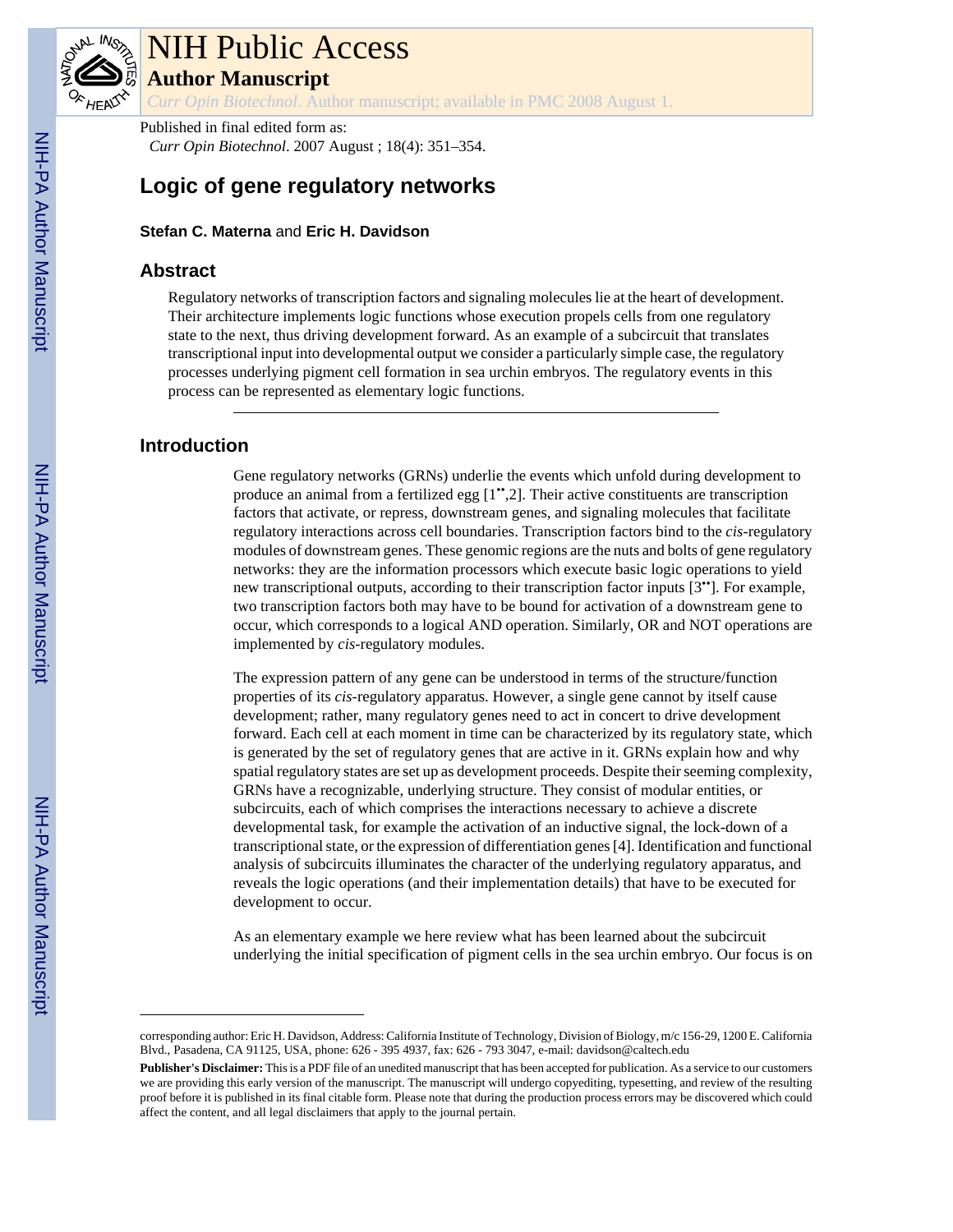Published in final edited form as:

*Curr Opin Biotechnol*. 2007 August ; 18(4): 351–354.

# Logic of gene regulatory networks

**Stefan C. Materna** and **Eric H. Davidson**

## Abstract

Regulatory networks of transcription factors and signaling molecules lie at the heart of development. Their architecture implements logic functions whose execution propels cells from one regulatory state to the next, thus driving development forward. As an example of a subcircuit that translates transcriptional input into developmental output we consider a particularly simple case, the regulatory processes underlying pigment cell formation in sea urchin embryos. The regulatory events in this process can be represented as elementary logic functions.

## Introduction

Gene regulatory networks (GRNs) underlie the events which unfold during development to produce an animal from a fertilized egg [1••,2]. Their active constituents are transcription factors that activate, or repress, downstream genes, and signaling molecules that facilitate regulatory interactions across cell boundaries. Transcription factors bind to the *cis*-regulatory modules of downstream genes. These genomic regions are the nuts and bolts of gene regulatory networks: they are the information processors which execute basic logic operations to yield new transcriptional outputs, according to their transcription factor inputs [3••]. For example, two transcription factors both may have to be bound for activation of a downstream gene to occur, which corresponds to a logical AND operation. Similarly, OR and NOT operations are implemented by *cis*-regulatory modules.

The expression pattern of any gene can be understood in terms of the structure/function properties of its *cis*-regulatory apparatus. However, a single gene cannot by itself cause development; rather, many regulatory genes need to act in concert to drive development forward. Each cell at each moment in time can be characterized by its regulatory state, which is generated by the set of regulatory genes that are active in it. GRNs explain how and why spatial regulatory states are set up as development proceeds. Despite their seeming complexity, GRNs have a recognizable, underlying structure. They consist of modular entities, or subcircuits, each of which comprises the interactions necessary to achieve a discrete developmental task, for example the activation of an inductive signal, the lock-down of a transcriptional state, or the expression of differentiation genes [4]. Identification and functional analysis of subcircuits illuminates the character of the underlying regulatory apparatus, and reveals the logic operations (and their implementation details) that have to be executed for development to occur.

As an elementary example we here review what has been learned about the subcircuit underlying the initial specification of pigment cells in the sea urchin embryo. Our focus is on

---

corresponding author: Eric H. Davidson, Address: California Institute of Technology, Division of Biology, m/c 156-29, 1200 E. California Blvd., Pasadena, CA 91125, USA, phone: 626 - 395 4937, fax: 626 - 793 3047, e-mail: davidson@caltech.edu

**Publisher's Disclaimer:** This is a PDF file of an unedited manuscript that has been accepted for publication. As a service to our customers we are providing this early version of the manuscript. The manuscript will undergo copyediting, typesetting, and review of the resulting proof before it is published in its final citable form. Please note that during the production process errors may be discovered which could affect the content, and all legal disclaimers that apply to the journal pertain.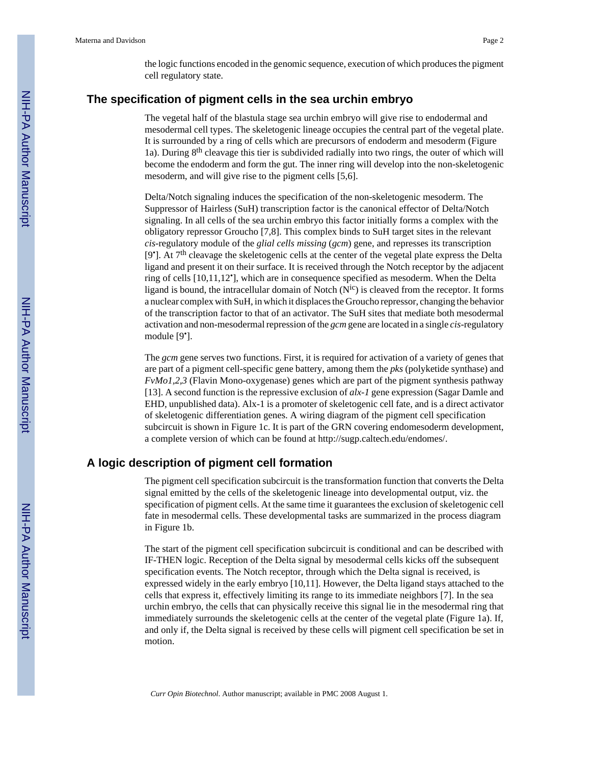the logic functions encoded in the genomic sequence, execution of which produces the pigment cell regulatory state.

## The specification of pigment cells in the sea urchin embryo

The vegetal half of the blastula stage sea urchin embryo will give rise to endodermal and mesodermal cell types. The skeletogenic lineage occupies the central part of the vegetal plate. It is surrounded by a ring of cells which are precursors of endoderm and mesoderm (Figure 1a). During 8$^{th}$ cleavage this tier is subdivided radially into two rings, the outer of which will become the endoderm and form the gut. The inner ring will develop into the non-skeletogenic mesoderm, and will give rise to the pigment cells [5,6].

Delta/Notch signaling induces the specification of the non-skeletogenic mesoderm. The Suppressor of Hairless (SuH) transcription factor is the canonical effector of Delta/Notch signaling. In all cells of the sea urchin embryo this factor initially forms a complex with the obligatory repressor Groucho [7,8]. This complex binds to SuH target sites in the relevant *cis*-regulatory module of the *glial cells missing* (*gcm*) gene, and represses its transcription [9•]. At 7$^{th}$ cleavage the skeletogenic cells at the center of the vegetal plate express the Delta ligand and present it on their surface. It is received through the Notch receptor by the adjacent ring of cells [10,11,12•], which are in consequence specified as mesoderm. When the Delta ligand is bound, the intracellular domain of Notch (N$^{ic}$) is cleaved from the receptor. It forms a nuclear complex with SuH, in which it displaces the Groucho repressor, changing the behavior of the transcription factor to that of an activator. The SuH sites that mediate both mesodermal activation and non-mesodermal repression of the *gcm* gene are located in a single *cis*-regulatory module [9•].

The *gcm* gene serves two functions. First, it is required for activation of a variety of genes that are part of a pigment cell-specific gene battery, among them the *pks* (polyketide synthase) and *FvMo1,2,3* (Flavin Mono-oxygenase) genes which are part of the pigment synthesis pathway [13]. A second function is the repressive exclusion of *alx-1* gene expression (Sagar Damle and EHD, unpublished data). Alx-1 is a promoter of skeletogenic cell fate, and is a direct activator of skeletogenic differentiation genes. A wiring diagram of the pigment cell specification subcircuit is shown in Figure 1c. It is part of the GRN covering endomesoderm development, a complete version of which can be found at http://sugp.caltech.edu/endomes/.

## A logic description of pigment cell formation

The pigment cell specification subcircuit is the transformation function that converts the Delta signal emitted by the cells of the skeletogenic lineage into developmental output, viz. the specification of pigment cells. At the same time it guarantees the exclusion of skeletogenic cell fate in mesodermal cells. These developmental tasks are summarized in the process diagram in Figure 1b.

The start of the pigment cell specification subcircuit is conditional and can be described with IF-THEN logic. Reception of the Delta signal by mesodermal cells kicks off the subsequent specification events. The Notch receptor, through which the Delta signal is received, is expressed widely in the early embryo [10,11]. However, the Delta ligand stays attached to the cells that express it, effectively limiting its range to its immediate neighbors [7]. In the sea urchin embryo, the cells that can physically receive this signal lie in the mesodermal ring that immediately surrounds the skeletogenic cells at the center of the vegetal plate (Figure 1a). If, and only if, the Delta signal is received by these cells will pigment cell specification be set in motion.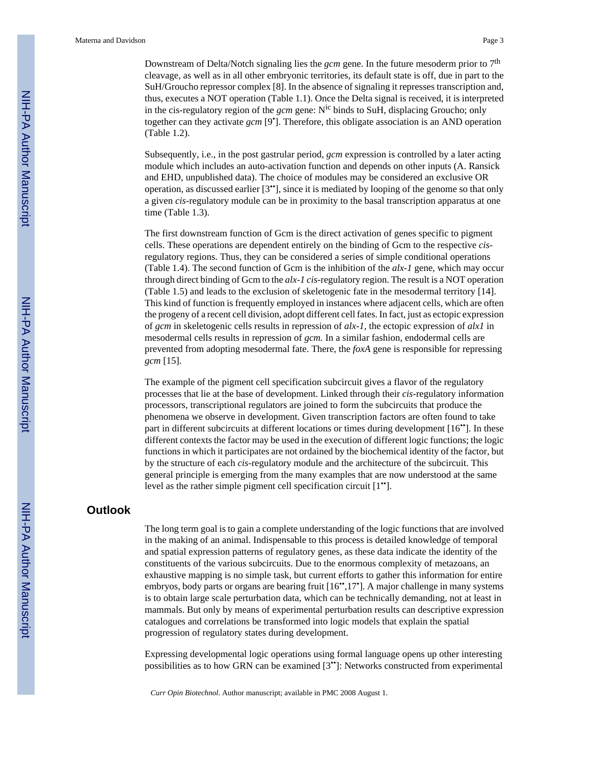Downstream of Delta/Notch signaling lies the *gcm* gene. In the future mesoderm prior to 7th cleavage, as well as in all other embryonic territories, its default state is off, due in part to the SuH/Groucho repressor complex [8]. In the absence of signaling it represses transcription and, thus, executes a NOT operation (Table 1.1). Once the Delta signal is received, it is interpreted in the cis-regulatory region of the *gcm* gene: $N^{ic}$ binds to SuH, displacing Groucho; only together can they activate *gcm* [9•]. Therefore, this obligate association is an AND operation (Table 1.2).

Subsequently, i.e., in the post gastrular period, *gcm* expression is controlled by a later acting module which includes an auto-activation function and depends on other inputs (A. Ransick and EHD, unpublished data). The choice of modules may be considered an exclusive OR operation, as discussed earlier [3••], since it is mediated by looping of the genome so that only a given *cis*-regulatory module can be in proximity to the basal transcription apparatus at one time (Table 1.3).

The first downstream function of Gcm is the direct activation of genes specific to pigment cells. These operations are dependent entirely on the binding of Gcm to the respective *cis*-regulatory regions. Thus, they can be considered a series of simple conditional operations (Table 1.4). The second function of Gcm is the inhibition of the *alx-1* gene, which may occur through direct binding of Gcm to the *alx-1 cis*-regulatory region. The result is a NOT operation (Table 1.5) and leads to the exclusion of skeletogenic fate in the mesodermal territory [14]. This kind of function is frequently employed in instances where adjacent cells, which are often the progeny of a recent cell division, adopt different cell fates. In fact, just as ectopic expression of *gcm* in skeletogenic cells results in repression of *alx-1*, the ectopic expression of *alx1* in mesodermal cells results in repression of *gcm.* In a similar fashion, endodermal cells are prevented from adopting mesodermal fate. There, the *foxA* gene is responsible for repressing *gcm* [15].

The example of the pigment cell specification subcircuit gives a flavor of the regulatory processes that lie at the base of development. Linked through their *cis*-regulatory information processors, transcriptional regulators are joined to form the subcircuits that produce the phenomena we observe in development. Given transcription factors are often found to take part in different subcircuits at different locations or times during development [16••]. In these different contexts the factor may be used in the execution of different logic functions; the logic functions in which it participates are not ordained by the biochemical identity of the factor, but by the structure of each *cis*-regulatory module and the architecture of the subcircuit. This general principle is emerging from the many examples that are now understood at the same level as the rather simple pigment cell specification circuit [1••].

## Outlook

The long term goal is to gain a complete understanding of the logic functions that are involved in the making of an animal. Indispensable to this process is detailed knowledge of temporal and spatial expression patterns of regulatory genes, as these data indicate the identity of the constituents of the various subcircuits. Due to the enormous complexity of metazoans, an exhaustive mapping is no simple task, but current efforts to gather this information for entire embryos, body parts or organs are bearing fruit [16••,17•]. A major challenge in many systems is to obtain large scale perturbation data, which can be technically demanding, not at least in mammals. But only by means of experimental perturbation results can descriptive expression catalogues and correlations be transformed into logic models that explain the spatial progression of regulatory states during development.

Expressing developmental logic operations using formal language opens up other interesting possibilities as to how GRN can be examined [3••]: Networks constructed from experimental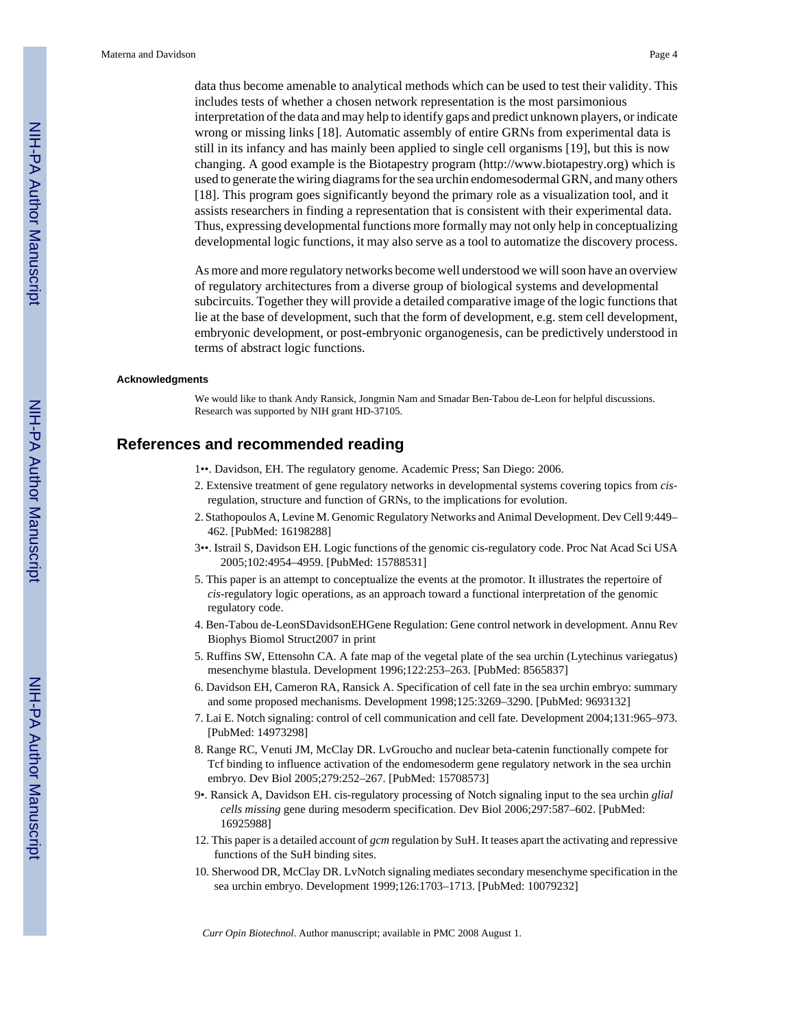data thus become amenable to analytical methods which can be used to test their validity. This includes tests of whether a chosen network representation is the most parsimonious interpretation of the data and may help to identify gaps and predict unknown players, or indicate wrong or missing links [18]. Automatic assembly of entire GRNs from experimental data is still in its infancy and has mainly been applied to single cell organisms [19], but this is now changing. A good example is the Biotapestry program (http://www.biotapestry.org) which is used to generate the wiring diagrams for the sea urchin endomesodermal GRN, and many others [18]. This program goes significantly beyond the primary role as a visualization tool, and it assists researchers in finding a representation that is consistent with their experimental data. Thus, expressing developmental functions more formally may not only help in conceptualizing developmental logic functions, it may also serve as a tool to automatize the discovery process.

As more and more regulatory networks become well understood we will soon have an overview of regulatory architectures from a diverse group of biological systems and developmental subcircuits. Together they will provide a detailed comparative image of the logic functions that lie at the base of development, such that the form of development, e.g. stem cell development, embryonic development, or post-embryonic organogenesis, can be predictively understood in terms of abstract logic functions.

### Acknowledgments

We would like to thank Andy Ransick, Jongmin Nam and Smadar Ben-Tabou de-Leon for helpful discussions. Research was supported by NIH grant HD-37105.

## References and recommended reading

1••. Davidson, EH. The regulatory genome. Academic Press; San Diego: 2006.

2. Extensive treatment of gene regulatory networks in developmental systems covering topics from *cis*-regulation, structure and function of GRNs, to the implications for evolution.

2. Stathopoulos A, Levine M. Genomic Regulatory Networks and Animal Development. Dev Cell 9:449–462. [PubMed: 16198288]

3••. Istrail S, Davidson EH. Logic functions of the genomic cis-regulatory code. Proc Nat Acad Sci USA 2005;102:4954–4959. [PubMed: 15788531]

5. This paper is an attempt to conceptualize the events at the promotor. It illustrates the repertoire of *cis*-regulatory logic operations, as an approach toward a functional interpretation of the genomic regulatory code.

4. Ben-Tabou de-LeonSDavidsonEHGene Regulation: Gene control network in development. Annu Rev Biophys Biomol Struct2007 in print

5. Ruffins SW, Ettensohn CA. A fate map of the vegetal plate of the sea urchin (Lytechinus variegatus) mesenchyme blastula. Development 1996;122:253–263. [PubMed: 8565837]

6. Davidson EH, Cameron RA, Ransick A. Specification of cell fate in the sea urchin embryo: summary and some proposed mechanisms. Development 1998;125:3269–3290. [PubMed: 9693132]

7. Lai E. Notch signaling: control of cell communication and cell fate. Development 2004;131:965–973. [PubMed: 14973298]

8. Range RC, Venuti JM, McClay DR. LvGroucho and nuclear beta-catenin functionally compete for Tcf binding to influence activation of the endomesoderm gene regulatory network in the sea urchin embryo. Dev Biol 2005;279:252–267. [PubMed: 15708573]

9•. Ransick A, Davidson EH. cis-regulatory processing of Notch signaling input to the sea urchin *glial cells missing* gene during mesoderm specification. Dev Biol 2006;297:587–602. [PubMed: 16925988]

12. This paper is a detailed account of *gcm* regulation by SuH. It teases apart the activating and repressive functions of the SuH binding sites.

10. Sherwood DR, McClay DR. LvNotch signaling mediates secondary mesenchyme specification in the sea urchin embryo. Development 1999;126:1703–1713. [PubMed: 10079232]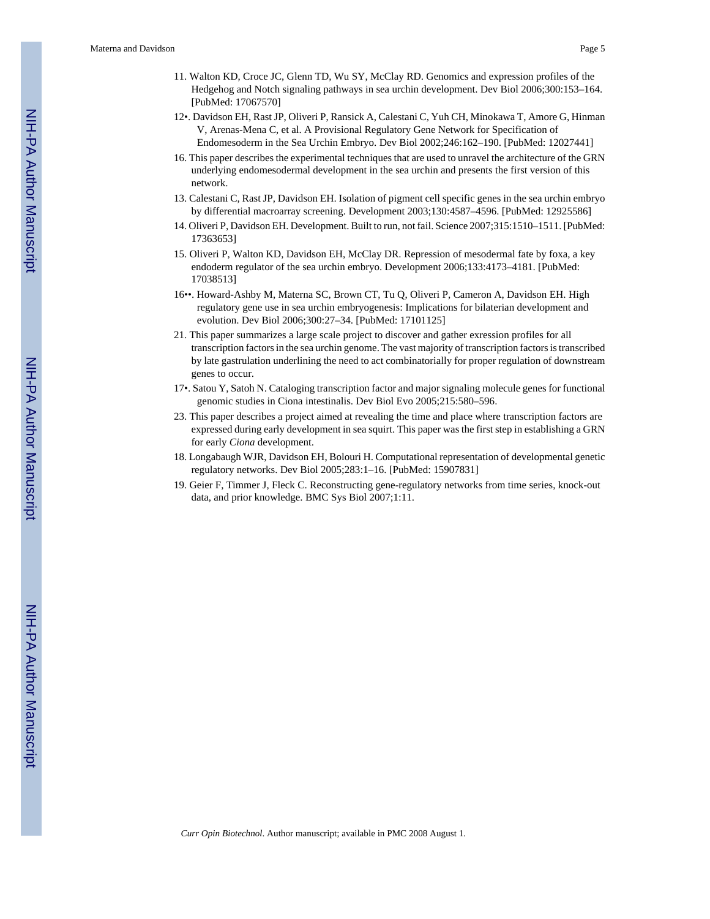11. Walton KD, Croce JC, Glenn TD, Wu SY, McClay RD. Genomics and expression profiles of the Hedgehog and Notch signaling pathways in sea urchin development. Dev Biol 2006;300:153–164. [PubMed: 17067570]

12•. Davidson EH, Rast JP, Oliveri P, Ransick A, Calestani C, Yuh CH, Minokawa T, Amore G, Hinman V, Arenas-Mena C, et al. A Provisional Regulatory Gene Network for Specification of Endomesoderm in the Sea Urchin Embryo. Dev Biol 2002;246:162–190. [PubMed: 12027441]

16. This paper describes the experimental techniques that are used to unravel the architecture of the GRN underlying endomesodermal development in the sea urchin and presents the first version of this network.

13. Calestani C, Rast JP, Davidson EH. Isolation of pigment cell specific genes in the sea urchin embryo by differential macroarray screening. Development 2003;130:4587–4596. [PubMed: 12925586]

14. Oliveri P, Davidson EH. Development. Built to run, not fail. Science 2007;315:1510–1511. [PubMed: 17363653]

15. Oliveri P, Walton KD, Davidson EH, McClay DR. Repression of mesodermal fate by foxa, a key endoderm regulator of the sea urchin embryo. Development 2006;133:4173–4181. [PubMed: 17038513]

16••. Howard-Ashby M, Materna SC, Brown CT, Tu Q, Oliveri P, Cameron A, Davidson EH. High regulatory gene use in sea urchin embryogenesis: Implications for bilaterian development and evolution. Dev Biol 2006;300:27–34. [PubMed: 17101125]

21. This paper summarizes a large scale project to discover and gather exression profiles for all transcription factors in the sea urchin genome. The vast majority of transcription factors is transcribed by late gastrulation underlining the need to act combinatorially for proper regulation of downstream genes to occur.

17•. Satou Y, Satoh N. Cataloging transcription factor and major signaling molecule genes for functional genomic studies in Ciona intestinalis. Dev Biol Evo 2005;215:580–596.

23. This paper describes a project aimed at revealing the time and place where transcription factors are expressed during early development in sea squirt. This paper was the first step in establishing a GRN for early *Ciona* development.

18. Longabaugh WJR, Davidson EH, Bolouri H. Computational representation of developmental genetic regulatory networks. Dev Biol 2005;283:1–16. [PubMed: 15907831]

19. Geier F, Timmer J, Fleck C. Reconstructing gene-regulatory networks from time series, knock-out data, and prior knowledge. BMC Sys Biol 2007;1:11.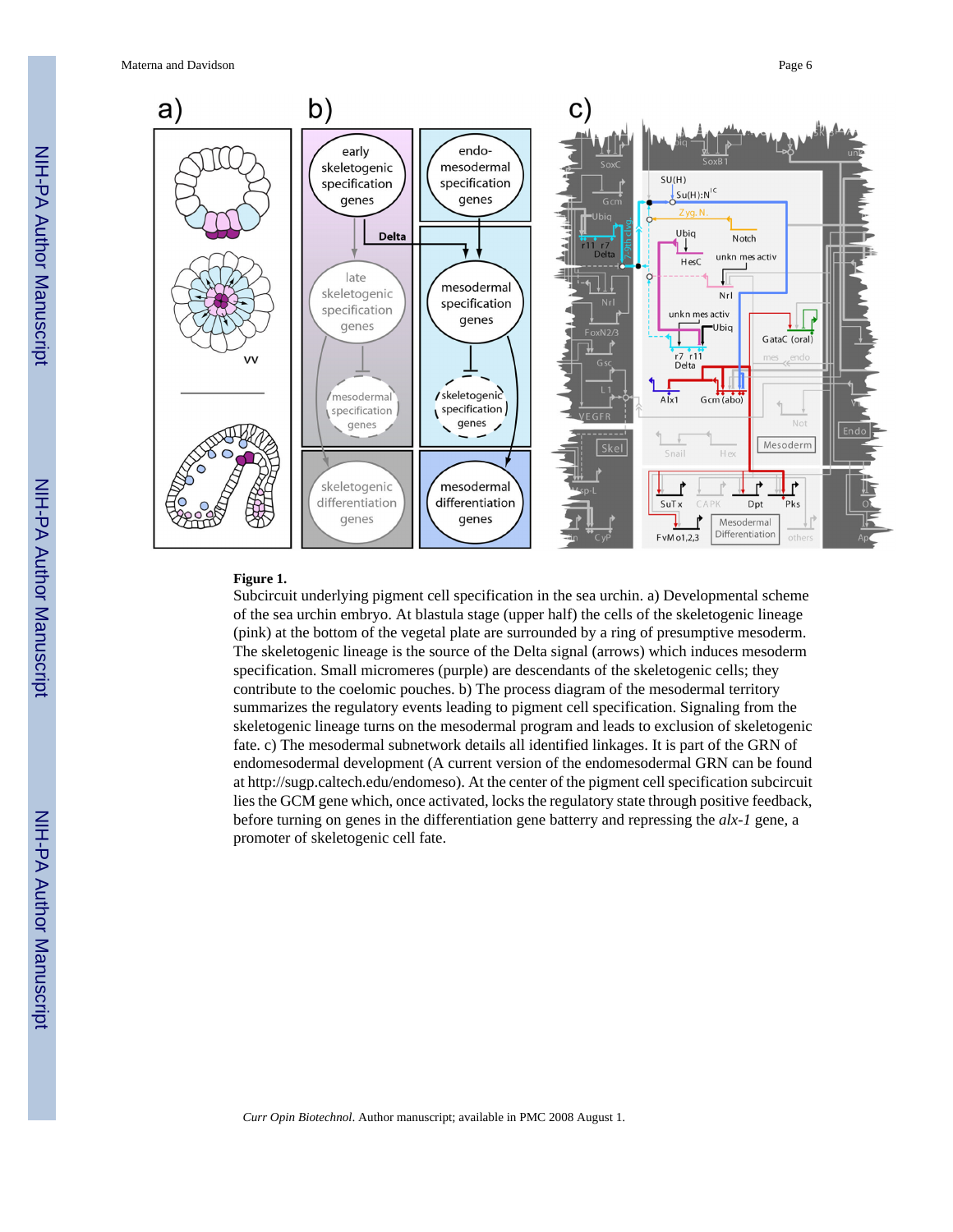**Figure 1.**

Subcircuit underlying pigment cell specification in the sea urchin. a) Developmental scheme of the sea urchin embryo. At blastula stage (upper half) the cells of the skeletogenic lineage (pink) at the bottom of the vegetal plate are surrounded by a ring of presumptive mesoderm. The skeletogenic lineage is the source of the Delta signal (arrows) which induces mesoderm specification. Small micromeres (purple) are descendants of the skeletogenic cells; they contribute to the coelomic pouches. b) The process diagram of the mesodermal territory summarizes the regulatory events leading to pigment cell specification. Signaling from the skeletogenic lineage turns on the mesodermal program and leads to exclusion of skeletogenic fate. c) The mesodermal subnetwork details all identified linkages. It is part of the GRN of endomesodermal development (A current version of the endomesodermal GRN can be found at http://sugp.caltech.edu/endomeso). At the center of the pigment cell specification subcircuit lies the GCM gene which, once activated, locks the regulatory state through positive feedback, before turning on genes in the differentiation gene batterry and repressing the *alx-1* gene, a promoter of skeletogenic cell fate.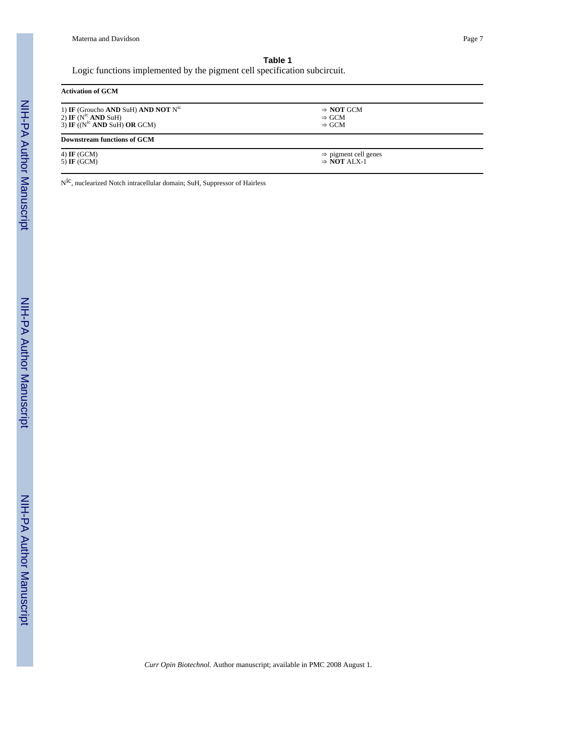**Table 1**

Logic functions implemented by the pigment cell specification subcircuit.

| | |
|---|---|
| **Activation of GCM** | |
| 1) **IF** (Groucho **AND** SuH) **AND NOT** $N^{ic}$ | ⇒ **NOT** GCM |
| 2) **IF** ($N^{ic}$ **AND** SuH) | ⇒ GCM |
| 3) **IF** (($N^{ic}$ **AND** SuH) **OR** GCM) | ⇒ GCM |
| **Downstream functions of GCM** | |
| 4) **IF** (GCM) | ⇒ pigment cell genes |
| 5) **IF** (GCM) | ⇒ **NOT** ALX-1 |

$N^{ic}$, nuclearized Notch intracellular domain; SuH, Suppressor of Hairless